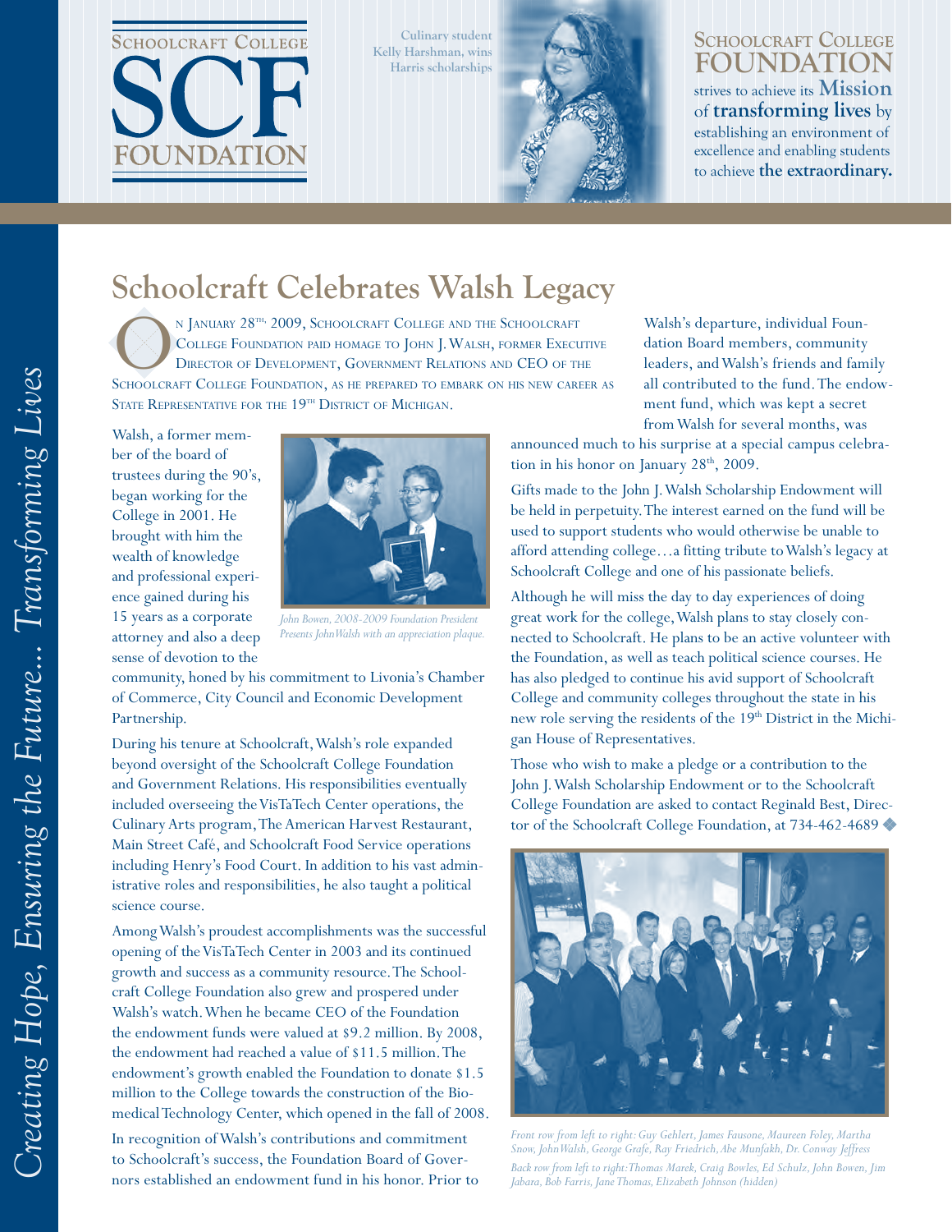# Schoolcraft College SCF Foundation

Culinary student Kelly Harshman, wins Harris scholarships

**Schoolcraft College FOUNDATION** strives to achieve its **Mission** of **transforming lives** by establishing an environment of excellence and enabling students to achieve **the extraordinary.**

*Creating Hope, Ensuring the Future... Transforming Lives*

## Schoolcraft Celebrates Walsh Legacy

On January 28th, 2009, Schoolcraft College and the Schoolcraft College Foundation paid homage to John J. Walsh, former Executive Director of Development, Government Relations and CEO of the Schoolcraft College Foundation, as he prepared to embark on his new career as State Representative for the 19th District of Michigan.

Walsh, a former member of the board of trustees during the 90's, began working for the College in 2001. He brought with him the wealth of knowledge and professional experience gained during his 15 years as a corporate attorney and also a deep sense of devotion to the community, honed by his commitment to Livonia's Chamber of Commerce, City Council and Economic Development Partnership.

*John Bowen, 2008-2009 Foundation President Presents John Walsh with an appreciation plaque.*

During his tenure at Schoolcraft, Walsh's role expanded beyond oversight of the Schoolcraft College Foundation and Government Relations. His responsibilities eventually included overseeing the VisTaTech Center operations, the Culinary Arts program, The American Harvest Restaurant, Main Street Café, and Schoolcraft Food Service operations including Henry's Food Court. In addition to his vast administrative roles and responsibilities, he also taught a political science course.

Among Walsh's proudest accomplishments was the successful opening of the VisTaTech Center in 2003 and its continued growth and success as a community resource. The Schoolcraft College Foundation also grew and prospered under Walsh's watch. When he became CEO of the Foundation the endowment funds were valued at $9.2 million. By 2008, the endowment had reached a value of $11.5 million. The endowment's growth enabled the Foundation to donate $1.5 million to the College towards the construction of the Biomedical Technology Center, which opened in the fall of 2008.

In recognition of Walsh's contributions and commitment to Schoolcraft's success, the Foundation Board of Governors established an endowment fund in his honor. Prior to Walsh's departure, individual Foundation Board members, community leaders, and Walsh's friends and family all contributed to the fund. The endowment fund, which was kept a secret from Walsh for several months, was announced much to his surprise at a special campus celebration in his honor on January 28th, 2009.

Gifts made to the John J. Walsh Scholarship Endowment will be held in perpetuity. The interest earned on the fund will be used to support students who would otherwise be unable to afford attending college…a fitting tribute to Walsh's legacy at Schoolcraft College and one of his passionate beliefs.

Although he will miss the day to day experiences of doing great work for the college, Walsh plans to stay closely connected to Schoolcraft. He plans to be an active volunteer with the Foundation, as well as teach political science courses. He has also pledged to continue his avid support of Schoolcraft College and community colleges throughout the state in his new role serving the residents of the 19th District in the Michigan House of Representatives.

Those who wish to make a pledge or a contribution to the John J. Walsh Scholarship Endowment or to the Schoolcraft College Foundation are asked to contact Reginald Best, Director of the Schoolcraft College Foundation, at 734-462-4689 ◆

*Front row from left to right: Guy Gehlert, James Fausone, Maureen Foley, Martha Snow, John Walsh, George Grafe, Ray Friedrich, Abe Munfakh, Dr. Conway Jeffress*

*Back row from left to right: Thomas Marek, Craig Bowles, Ed Schulz, John Bowen, Jim Jabara, Bob Farris, Jane Thomas, Elizabeth Johnson (hidden)*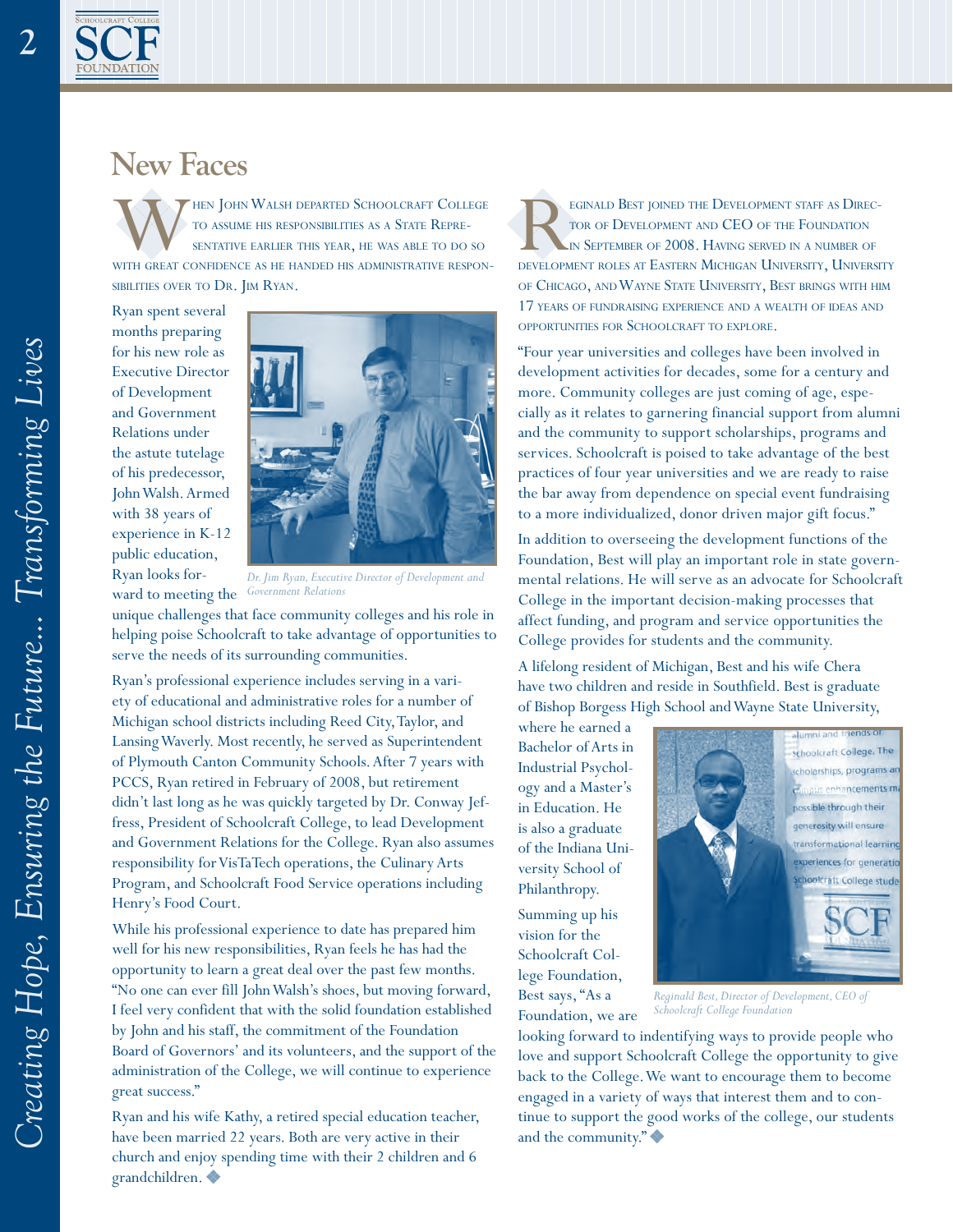# New Faces

When John Walsh departed Schoolcraft College to assume his responsibilities as a State Representative earlier this year, he was able to do so with great confidence as he handed his administrative responsibilities over to Dr. Jim Ryan.

Ryan spent several months preparing for his new role as Executive Director of Development and Government Relations under the astute tutelage of his predecessor, John Walsh. Armed with 38 years of experience in K-12 public education, Ryan looks forward to meeting the unique challenges that face community colleges and his role in helping poise Schoolcraft to take advantage of opportunities to serve the needs of its surrounding communities.

*Dr. Jim Ryan, Executive Director of Development and Government Relations*

Ryan's professional experience includes serving in a variety of educational and administrative roles for a number of Michigan school districts including Reed City, Taylor, and Lansing Waverly. Most recently, he served as Superintendent of Plymouth Canton Community Schools. After 7 years with PCCS, Ryan retired in February of 2008, but retirement didn't last long as he was quickly targeted by Dr. Conway Jeffress, President of Schoolcraft College, to lead Development and Government Relations for the College. Ryan also assumes responsibility for VisTaTech operations, the Culinary Arts Program, and Schoolcraft Food Service operations including Henry's Food Court.

While his professional experience to date has prepared him well for his new responsibilities, Ryan feels he has had the opportunity to learn a great deal over the past few months. "No one can ever fill John Walsh's shoes, but moving forward, I feel very confident that with the solid foundation established by John and his staff, the commitment of the Foundation Board of Governors' and its volunteers, and the support of the administration of the College, we will continue to experience great success."

Ryan and his wife Kathy, a retired special education teacher, have been married 22 years. Both are very active in their church and enjoy spending time with their 2 children and 6 grandchildren.

Reginald Best joined the Development staff as Director of Development and CEO of the Foundation in September of 2008. Having served in a number of development roles at Eastern Michigan University, University of Chicago, and Wayne State University, Best brings with him 17 years of fundraising experience and a wealth of ideas and opportunities for Schoolcraft to explore.

"Four year universities and colleges have been involved in development activities for decades, some for a century and more. Community colleges are just coming of age, especially as it relates to garnering financial support from alumni and the community to support scholarships, programs and services. Schoolcraft is poised to take advantage of the best practices of four year universities and we are ready to raise the bar away from dependence on special event fundraising to a more individualized, donor driven major gift focus."

In addition to overseeing the development functions of the Foundation, Best will play an important role in state governmental relations. He will serve as an advocate for Schoolcraft College in the important decision-making processes that affect funding, and program and service opportunities the College provides for students and the community.

A lifelong resident of Michigan, Best and his wife Chera have two children and reside in Southfield. Best is graduate of Bishop Borgess High School and Wayne State University, where he earned a Bachelor of Arts in Industrial Psychology and a Master's in Education. He is also a graduate of the Indiana University School of Philanthropy.

*Reginald Best, Director of Development, CEO of Schoolcraft College Foundation*

Summing up his vision for the Schoolcraft College Foundation, Best says, "As a Foundation, we are looking forward to indentifying ways to provide people who love and support Schoolcraft College the opportunity to give back to the College. We want to encourage them to become engaged in a variety of ways that interest them and to continue to support the good works of the college, our students and the community."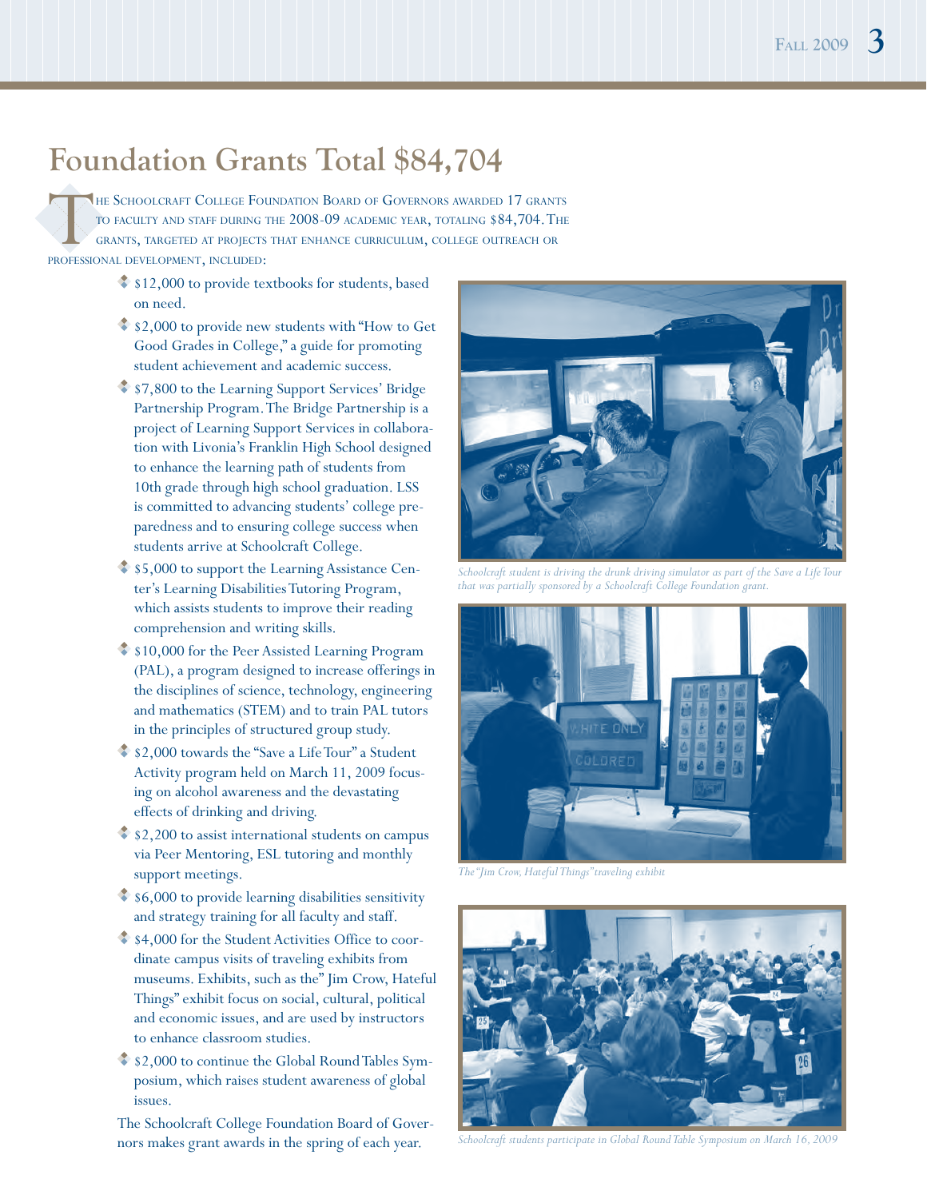# Foundation Grants Total $84,704

The Schoolcraft College Foundation Board of Governors awarded 17 grants to faculty and staff during the 2008-09 academic year, totaling $84,704. The grants, targeted at projects that enhance curriculum, college outreach or professional development, included:

- $12,000 to provide textbooks for students, based on need.
- $2,000 to provide new students with "How to Get Good Grades in College," a guide for promoting student achievement and academic success.
- $7,800 to the Learning Support Services' Bridge Partnership Program. The Bridge Partnership is a project of Learning Support Services in collaboration with Livonia's Franklin High School designed to enhance the learning path of students from 10th grade through high school graduation. LSS is committed to advancing students' college preparedness and to ensuring college success when students arrive at Schoolcraft College.
- $5,000 to support the Learning Assistance Center's Learning Disabilities Tutoring Program, which assists students to improve their reading comprehension and writing skills.
- $10,000 for the Peer Assisted Learning Program (PAL), a program designed to increase offerings in the disciplines of science, technology, engineering and mathematics (STEM) and to train PAL tutors in the principles of structured group study.
- $2,000 towards the "Save a Life Tour" a Student Activity program held on March 11, 2009 focusing on alcohol awareness and the devastating effects of drinking and driving.
- $2,200 to assist international students on campus via Peer Mentoring, ESL tutoring and monthly support meetings.
- $6,000 to provide learning disabilities sensitivity and strategy training for all faculty and staff.
- $4,000 for the Student Activities Office to coordinate campus visits of traveling exhibits from museums. Exhibits, such as the" Jim Crow, Hateful Things" exhibit focus on social, cultural, political and economic issues, and are used by instructors to enhance classroom studies.
- $2,000 to continue the Global Round Tables Symposium, which raises student awareness of global issues.

The Schoolcraft College Foundation Board of Governors makes grant awards in the spring of each year.

*Schoolcraft student is driving the drunk driving simulator as part of the Save a Life Tour that was partially sponsored by a Schoolcraft College Foundation grant.*

*The "Jim Crow, Hateful Things" traveling exhibit*

*Schoolcraft students participate in Global Round Table Symposium on March 16, 2009*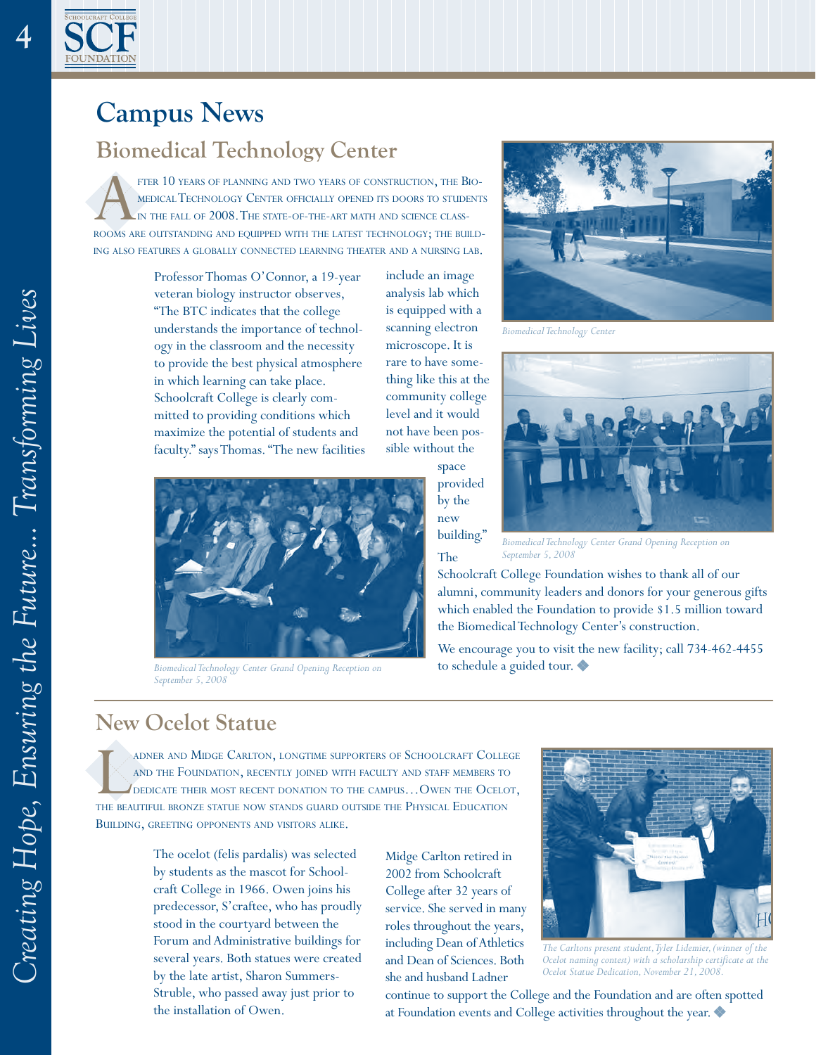# Campus News

## Biomedical Technology Center

After 10 years of planning and two years of construction, the Biomedical Technology Center officially opened its doors to students in the fall of 2008. The state-of-the-art math and science classrooms are outstanding and equipped with the latest technology; the building also features a globally connected learning theater and a nursing lab.

Professor Thomas O'Connor, a 19-year veteran biology instructor observes, "The BTC indicates that the college understands the importance of technology in the classroom and the necessity to provide the best physical atmosphere in which learning can take place. Schoolcraft College is clearly committed to providing conditions which maximize the potential of students and faculty." says Thomas. "The new facilities include an image analysis lab which is equipped with a scanning electron microscope. It is rare to have something like this at the community college level and it would not have been possible without the space provided by the new building."

The Schoolcraft College Foundation wishes to thank all of our alumni, community leaders and donors for your generous gifts which enabled the Foundation to provide $1.5 million toward the Biomedical Technology Center's construction.

We encourage you to visit the new facility; call 734-462-4455 to schedule a guided tour. ◆

*Biomedical Technology Center*

*Biomedical Technology Center Grand Opening Reception on September 5, 2008*

*Biomedical Technology Center Grand Opening Reception on September 5, 2008*

## New Ocelot Statue

Ladner and Midge Carlton, longtime supporters of Schoolcraft College and the Foundation, recently joined with faculty and staff members to dedicate their most recent donation to the campus…Owen the Ocelot, the beautiful bronze statue now stands guard outside the Physical Education Building, greeting opponents and visitors alike.

The ocelot (felis pardalis) was selected by students as the mascot for Schoolcraft College in 1966. Owen joins his predecessor, S'craftee, who has proudly stood in the courtyard between the Forum and Administrative buildings for several years. Both statues were created by the late artist, Sharon Summers-Struble, who passed away just prior to the installation of Owen.

Midge Carlton retired in 2002 from Schoolcraft College after 32 years of service. She served in many roles throughout the years, including Dean of Athletics and Dean of Sciences. Both she and husband Ladner continue to support the College and the Foundation and are often spotted at Foundation events and College activities throughout the year. ◆

*The Carltons present student, Tyler Lidemier, (winner of the Ocelot naming contest) with a scholarship certificate at the Ocelot Statue Dedication, November 21, 2008.*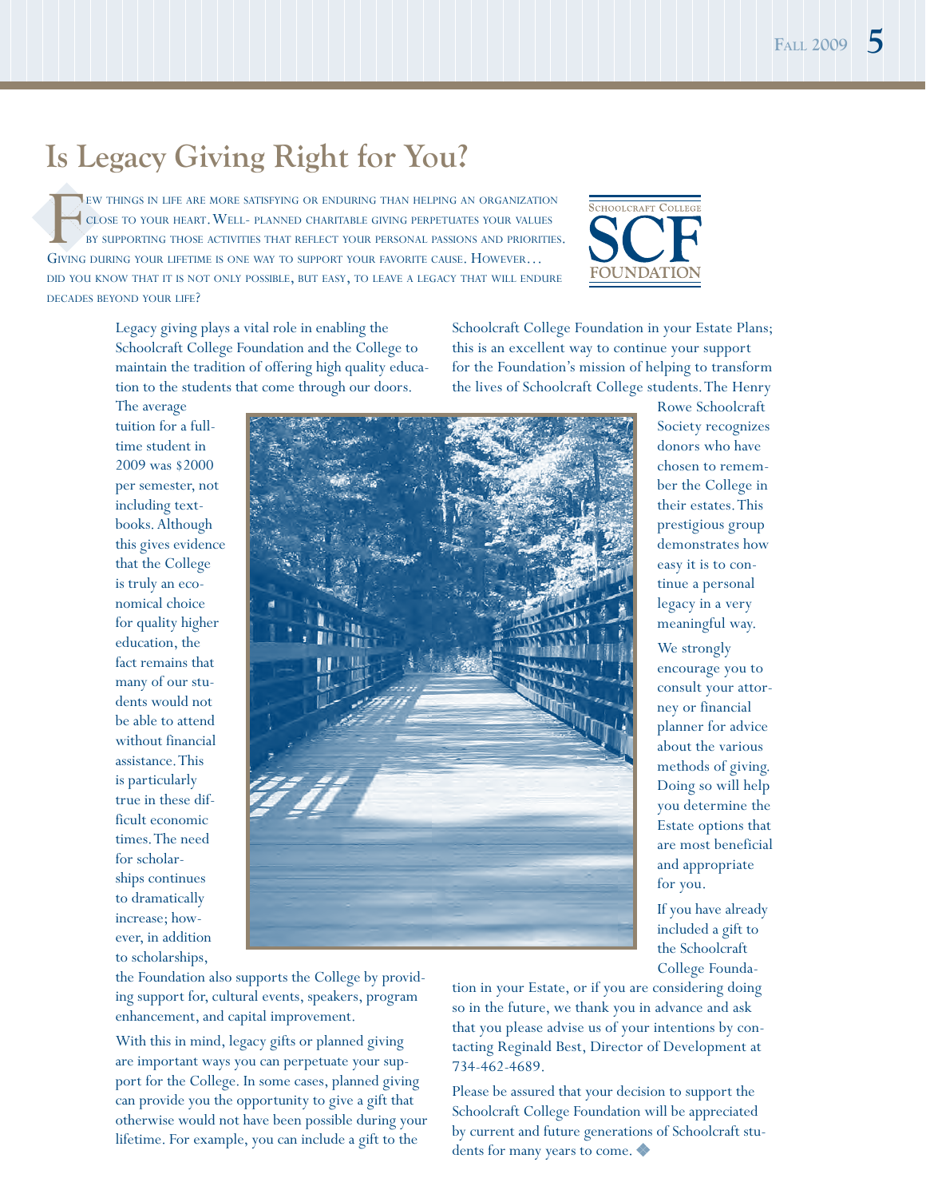# Is Legacy Giving Right for You?

Few things in life are more satisfying or enduring than helping an organization close to your heart. Well- planned charitable giving perpetuates your values by supporting those activities that reflect your personal passions and priorities. Giving during your lifetime is one way to support your favorite cause. However… did you know that it is not only possible, but easy, to leave a legacy that will endure decades beyond your life?

Schoolcraft College SCF Foundation

Legacy giving plays a vital role in enabling the Schoolcraft College Foundation and the College to maintain the tradition of offering high quality education to the students that come through our doors. The average tuition for a full-time student in 2009 was $2000 per semester, not including textbooks. Although this gives evidence that the College is truly an economical choice for quality higher education, the fact remains that many of our students would not be able to attend without financial assistance. This is particularly true in these difficult economic times. The need for scholarships continues to dramatically increase; however, in addition to scholarships, the Foundation also supports the College by providing support for, cultural events, speakers, program enhancement, and capital improvement.

With this in mind, legacy gifts or planned giving are important ways you can perpetuate your support for the College. In some cases, planned giving can provide you the opportunity to give a gift that otherwise would not have been possible during your lifetime. For example, you can include a gift to the Schoolcraft College Foundation in your Estate Plans; this is an excellent way to continue your support for the Foundation's mission of helping to transform the lives of Schoolcraft College students. The Henry Rowe Schoolcraft Society recognizes donors who have chosen to remember the College in their estates. This prestigious group demonstrates how easy it is to continue a personal legacy in a very meaningful way.

We strongly encourage you to consult your attorney or financial planner for advice about the various methods of giving. Doing so will help you determine the Estate options that are most beneficial and appropriate for you.

If you have already included a gift to the Schoolcraft College Foundation in your Estate, or if you are considering doing so in the future, we thank you in advance and ask that you please advise us of your intentions by contacting Reginald Best, Director of Development at 734-462-4689.

Please be assured that your decision to support the Schoolcraft College Foundation will be appreciated by current and future generations of Schoolcraft students for many years to come. ◆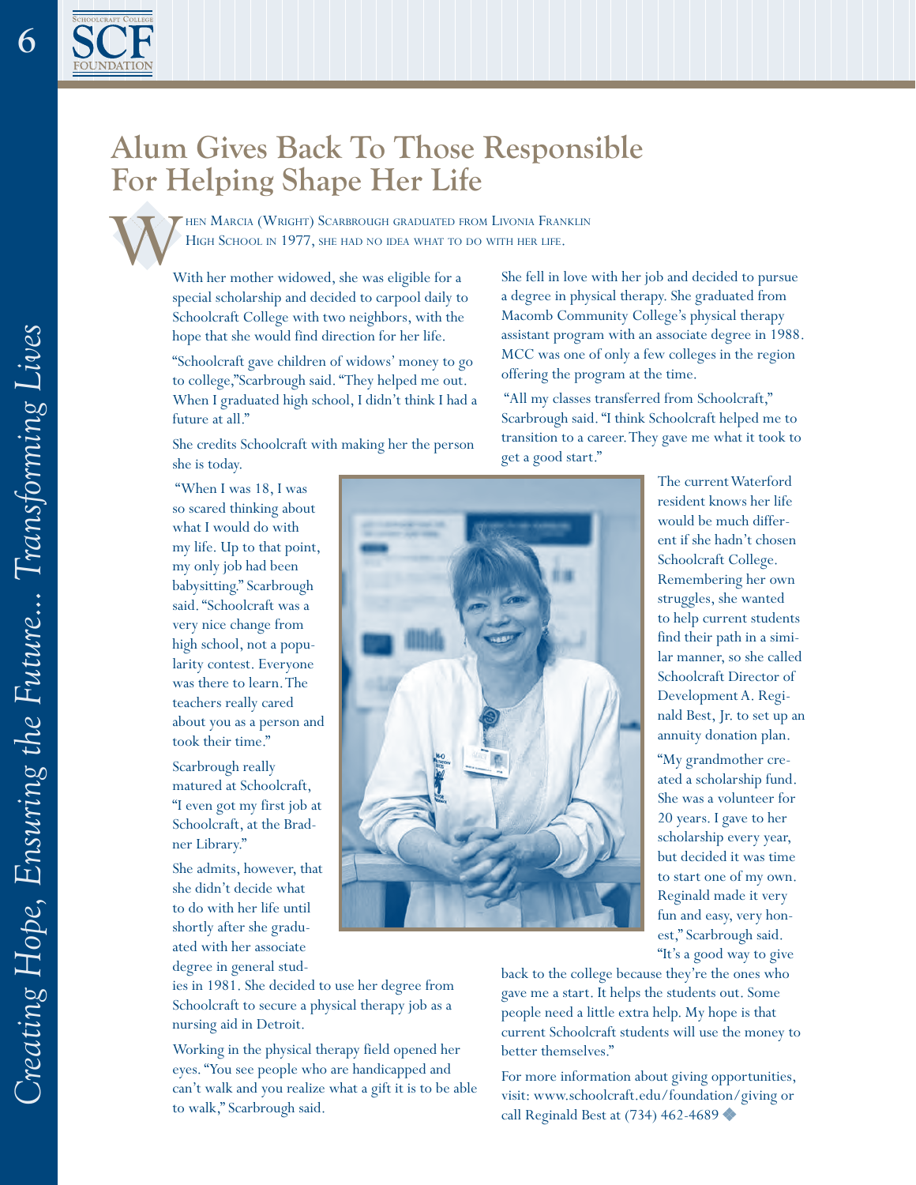# Alum Gives Back To Those Responsible For Helping Shape Her Life

When Marcia (Wright) Scarbrough graduated from Livonia Franklin High School in 1977, she had no idea what to do with her life.

With her mother widowed, she was eligible for a special scholarship and decided to carpool daily to Schoolcraft College with two neighbors, with the hope that she would find direction for her life.

"Schoolcraft gave children of widows' money to go to college,"Scarbrough said. "They helped me out. When I graduated high school, I didn't think I had a future at all."

She credits Schoolcraft with making her the person she is today.

"When I was 18, I was so scared thinking about what I would do with my life. Up to that point, my only job had been babysitting." Scarbrough said. "Schoolcraft was a very nice change from high school, not a popularity contest. Everyone was there to learn. The teachers really cared about you as a person and took their time."

Scarbrough really matured at Schoolcraft, "I even got my first job at Schoolcraft, at the Bradner Library."

She admits, however, that she didn't decide what to do with her life until shortly after she graduated with her associate degree in general studies in 1981. She decided to use her degree from Schoolcraft to secure a physical therapy job as a nursing aid in Detroit.

Working in the physical therapy field opened her eyes. "You see people who are handicapped and can't walk and you realize what a gift it is to be able to walk," Scarbrough said.

She fell in love with her job and decided to pursue a degree in physical therapy. She graduated from Macomb Community College's physical therapy assistant program with an associate degree in 1988. MCC was one of only a few colleges in the region offering the program at the time.

"All my classes transferred from Schoolcraft," Scarbrough said. "I think Schoolcraft helped me to transition to a career. They gave me what it took to get a good start."

The current Waterford resident knows her life would be much different if she hadn't chosen Schoolcraft College. Remembering her own struggles, she wanted to help current students find their path in a similar manner, so she called Schoolcraft Director of Development A. Reginald Best, Jr. to set up an annuity donation plan.

"My grandmother created a scholarship fund. She was a volunteer for 20 years. I gave to her scholarship every year, but decided it was time to start one of my own. Reginald made it very fun and easy, very honest," Scarbrough said. "It's a good way to give back to the college because they're the ones who gave me a start. It helps the students out. Some people need a little extra help. My hope is that current Schoolcraft students will use the money to better themselves."

For more information about giving opportunities, visit: www.schoolcraft.edu/foundation/giving or call Reginald Best at (734) 462-4689 ◆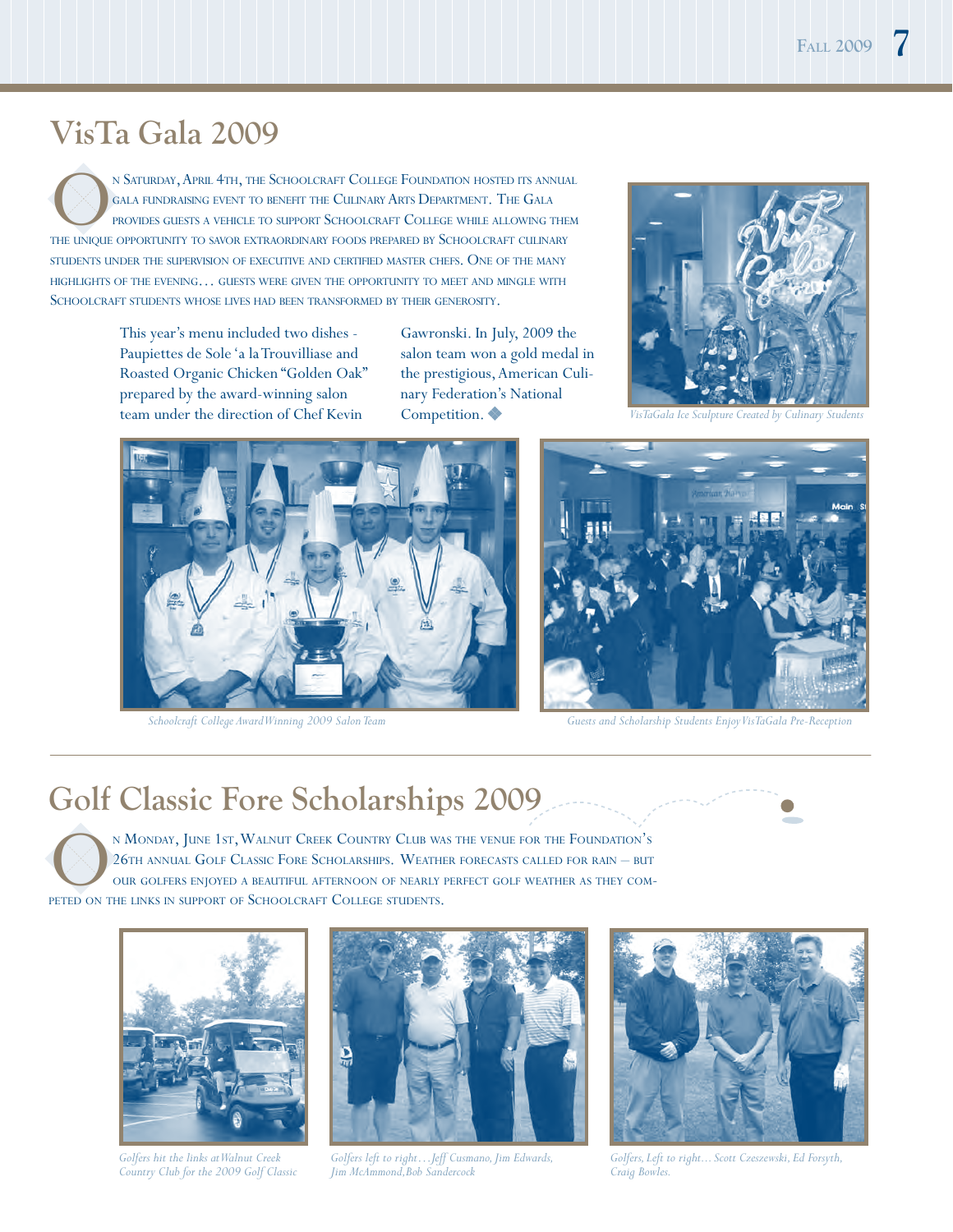# VisTa Gala 2009

On Saturday, April 4th, the Schoolcraft College Foundation hosted its annual gala fundraising event to benefit the Culinary Arts Department. The Gala provides guests a vehicle to support Schoolcraft College while allowing them the unique opportunity to savor extraordinary foods prepared by Schoolcraft culinary students under the supervision of executive and certified master chefs. One of the many highlights of the evening… guests were given the opportunity to meet and mingle with Schoolcraft students whose lives had been transformed by their generosity.

This year's menu included two dishes - Paupiettes de Sole 'a la Trouvilliase and Roasted Organic Chicken "Golden Oak" prepared by the award-winning salon team under the direction of Chef Kevin Gawronski. In July, 2009 the salon team won a gold medal in the prestigious, American Culinary Federation's National Competition. ◆

*VisTaGala Ice Sculpture Created by Culinary Students*

*Schoolcraft College Award Winning 2009 Salon Team*

*Guests and Scholarship Students Enjoy VisTaGala Pre-Reception*

# Golf Classic Fore Scholarships 2009

On Monday, June 1st, Walnut Creek Country Club was the venue for the Foundation's 26th annual Golf Classic Fore Scholarships. Weather forecasts called for rain – but our golfers enjoyed a beautiful afternoon of nearly perfect golf weather as they competed on the links in support of Schoolcraft College students.

*Golfers hit the links at Walnut Creek Country Club for the 2009 Golf Classic*

*Golfers left to right…Jeff Cusmano, Jim Edwards, Jim McAmmond, Bob Sandercock*

*Golfers, Left to right… Scott Czeszewski, Ed Forsyth, Craig Bowles.*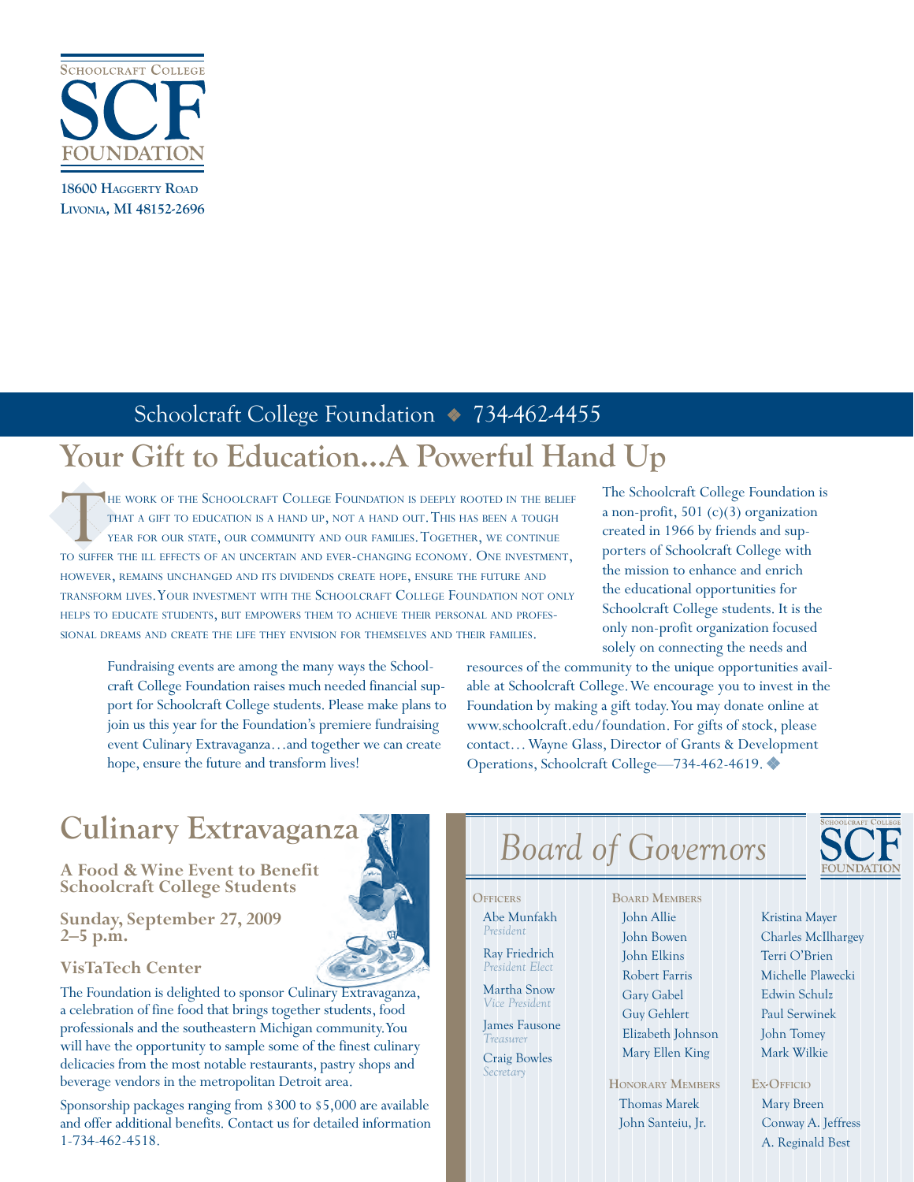Schoolcraft College

SCF

FOUNDATION

18600 Haggerty Road
Livonia, MI 48152-2696

Schoolcraft College Foundation ◆ 734-462-4455

# Your Gift to Education...A Powerful Hand Up

The work of the Schoolcraft College Foundation is deeply rooted in the belief that a gift to education is a hand up, not a hand out. This has been a tough year for our state, our community and our families. Together, we continue to suffer the ill effects of an uncertain and ever-changing economy. One investment, however, remains unchanged and its dividends create hope, ensure the future and transform lives. Your investment with the Schoolcraft College Foundation not only helps to educate students, but empowers them to achieve their personal and professional dreams and create the life they envision for themselves and their families.

The Schoolcraft College Foundation is a non-profit, 501 (c)(3) organization created in 1966 by friends and supporters of Schoolcraft College with the mission to enhance and enrich the educational opportunities for Schoolcraft College students. It is the only non-profit organization focused solely on connecting the needs and resources of the community to the unique opportunities available at Schoolcraft College. We encourage you to invest in the Foundation by making a gift today. You may donate online at www.schoolcraft.edu/foundation. For gifts of stock, please contact… Wayne Glass, Director of Grants & Development Operations, Schoolcraft College—734-462-4619. ◆

Fundraising events are among the many ways the Schoolcraft College Foundation raises much needed financial support for Schoolcraft College students. Please make plans to join us this year for the Foundation's premiere fundraising event Culinary Extravaganza…and together we can create hope, ensure the future and transform lives!

## Culinary Extravaganza

**A Food & Wine Event to Benefit Schoolcraft College Students**

**Sunday, September 27, 2009**
**2–5 p.m.**

**VisTaTech Center**

The Foundation is delighted to sponsor Culinary Extravaganza, a celebration of fine food that brings together students, food professionals and the southeastern Michigan community. You will have the opportunity to sample some of the finest culinary delicacies from the most notable restaurants, pastry shops and beverage vendors in the metropolitan Detroit area.

Sponsorship packages ranging from $300 to $5,000 are available and offer additional benefits. Contact us for detailed information 1-734-462-4518.

## *Board of Governors*

**Officers**

Abe Munfakh
*President*

Ray Friedrich
*President Elect*

Martha Snow
*Vice President*

James Fausone
*Treasurer*

Craig Bowles
*Secretary*

**Board Members**

John Allie
John Bowen
John Elkins
Robert Farris
Gary Gabel
Guy Gehlert
Elizabeth Johnson
Mary Ellen King
Kristina Mayer
Charles McIlhargey
Terri O'Brien
Michelle Plawecki
Edwin Schulz
Paul Serwinek
John Tomey
Mark Wilkie

**Honorary Members**

Thomas Marek
John Santeiu, Jr.

**Ex-Officio**

Mary Breen
Conway A. Jeffress
A. Reginald Best